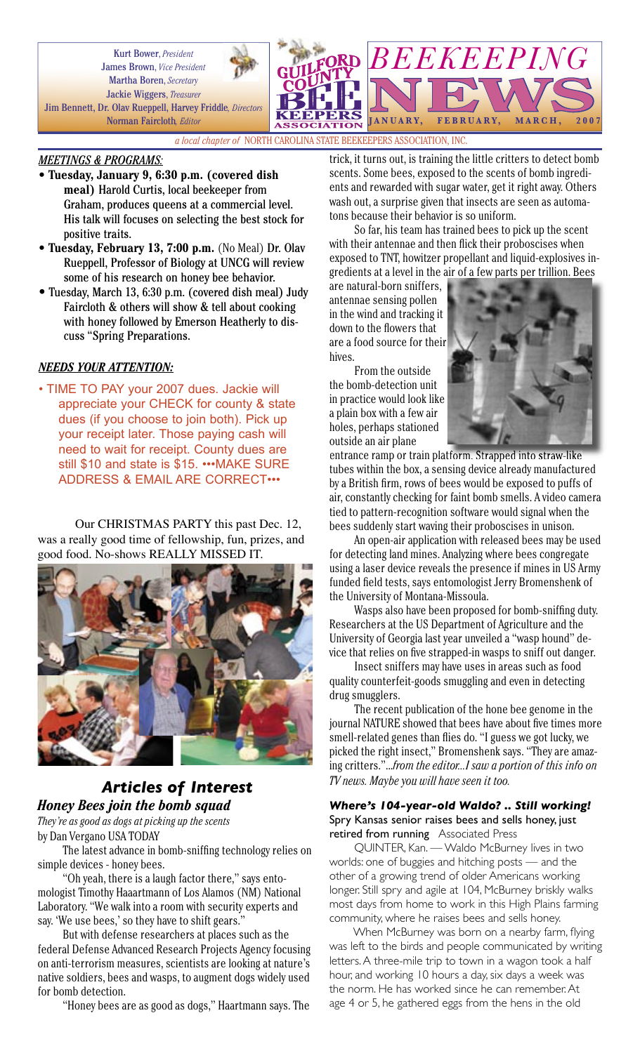Kurt Bower, *President*
James Brown, *Vice President*
Martha Boren, *Secretary*
Jackie Wiggers, *Treasurer*
Jim Bennett, Dr. Olav Rueppell, Harvey Friddle, *Directors*
Norman Faircloth, *Editor*

# GUILFORD COUNTY BEE KEEPERS ASSOCIATION — *BEEKEEPING* NEWS

JANUARY, FEBRUARY, MARCH, 2007

*a local chapter of* NORTH CAROLINA STATE BEEKEEPERS ASSOCIATION, INC.

### *MEETINGS & PROGRAMS:*

- **Tuesday, January 9, 6:30 p.m. (covered dish meal)** Harold Curtis, local beekeeper from Graham, produces queens at a commercial level. His talk will focuses on selecting the best stock for positive traits.
- **Tuesday, February 13, 7:00 p.m.** (No Meal) Dr. Olav Rueppell, Professor of Biology at UNCG will review some of his research on honey bee behavior.
- Tuesday, March 13, 6:30 p.m. (covered dish meal) Judy Faircloth & others will show & tell about cooking with honey followed by Emerson Heatherly to discuss "Spring Preparations.

### *NEEDS YOUR ATTENTION:*

- TIME TO PAY your 2007 dues. Jackie will appreciate your CHECK for county & state dues (if you choose to join both). Pick up your receipt later. Those paying cash will need to wait for receipt. County dues are still $10 and state is $15. •••MAKE SURE ADDRESS & EMAIL ARE CORRECT•••

Our CHRISTMAS PARTY this past Dec. 12, was a really good time of fellowship, fun, prizes, and good food. No-shows REALLY MISSED IT.

## *Articles of Interest*

### *Honey Bees join the bomb squad*

*They're as good as dogs at picking up the scents*
by Dan Vergano USA TODAY

The latest advance in bomb-sniffing technology relies on simple devices - honey bees.

"Oh yeah, there is a laugh factor there," says entomologist Timothy Haaartmann of Los Alamos (NM) National Laboratory. "We walk into a room with security experts and say. 'We use bees,' so they have to shift gears."

But with defense researchers at places such as the federal Defense Advanced Research Projects Agency focusing on anti-terrorism measures, scientists are looking at nature's native soldiers, bees and wasps, to augment dogs widely used for bomb detection.

"Honey bees are as good as dogs," Haartmann says. The trick, it turns out, is training the little critters to detect bomb scents. Some bees, exposed to the scents of bomb ingredients and rewarded with sugar water, get it right away. Others wash out, a surprise given that insects are seen as automatons because their behavior is so uniform.

So far, his team has trained bees to pick up the scent with their antennae and then flick their proboscises when exposed to TNT, howitzer propellant and liquid-explosives ingredients at a level in the air of a few parts per trillion. Bees are natural-born sniffers, antennae sensing pollen in the wind and tracking it down to the flowers that are a food source for their hives.

From the outside the bomb-detection unit in practice would look like a plain box with a few air holes, perhaps stationed outside an air plane entrance ramp or train platform. Strapped into straw-like tubes within the box, a sensing device already manufactured by a British firm, rows of bees would be exposed to puffs of air, constantly checking for faint bomb smells. A video camera tied to pattern-recognition software would signal when the bees suddenly start waving their proboscises in unison.

An open-air application with released bees may be used for detecting land mines. Analyzing where bees congregate using a laser device reveals the presence if mines in US Army funded field tests, says entomologist Jerry Bromenshenk of the University of Montana-Missoula.

Wasps also have been proposed for bomb-sniffing duty. Researchers at the US Department of Agriculture and the University of Georgia last year unveiled a "wasp hound" device that relies on five strapped-in wasps to sniff out danger.

Insect sniffers may have uses in areas such as food quality counterfeit-goods smuggling and even in detecting drug smugglers.

The recent publication of the hone bee genome in the journal NATURE showed that bees have about five times more smell-related genes than flies do. "I guess we got lucky, we picked the right insect," Bromenshenk says. "They are amazing critters."*...from the editor...I saw a portion of this info on TV news. Maybe you will have seen it too.*

### *Where's 104-year-old Waldo? .. Still working!*

**Spry Kansas senior raises bees and sells honey, just retired from running** Associated Press

QUINTER, Kan. — Waldo McBurney lives in two worlds: one of buggies and hitching posts — and the other of a growing trend of older Americans working longer. Still spry and agile at 104, McBurney briskly walks most days from home to work in this High Plains farming community, where he raises bees and sells honey.

When McBurney was born on a nearby farm, flying was left to the birds and people communicated by writing letters. A three-mile trip to town in a wagon took a half hour, and working 10 hours a day, six days a week was the norm. He has worked since he can remember. At age 4 or 5, he gathered eggs from the hens in the old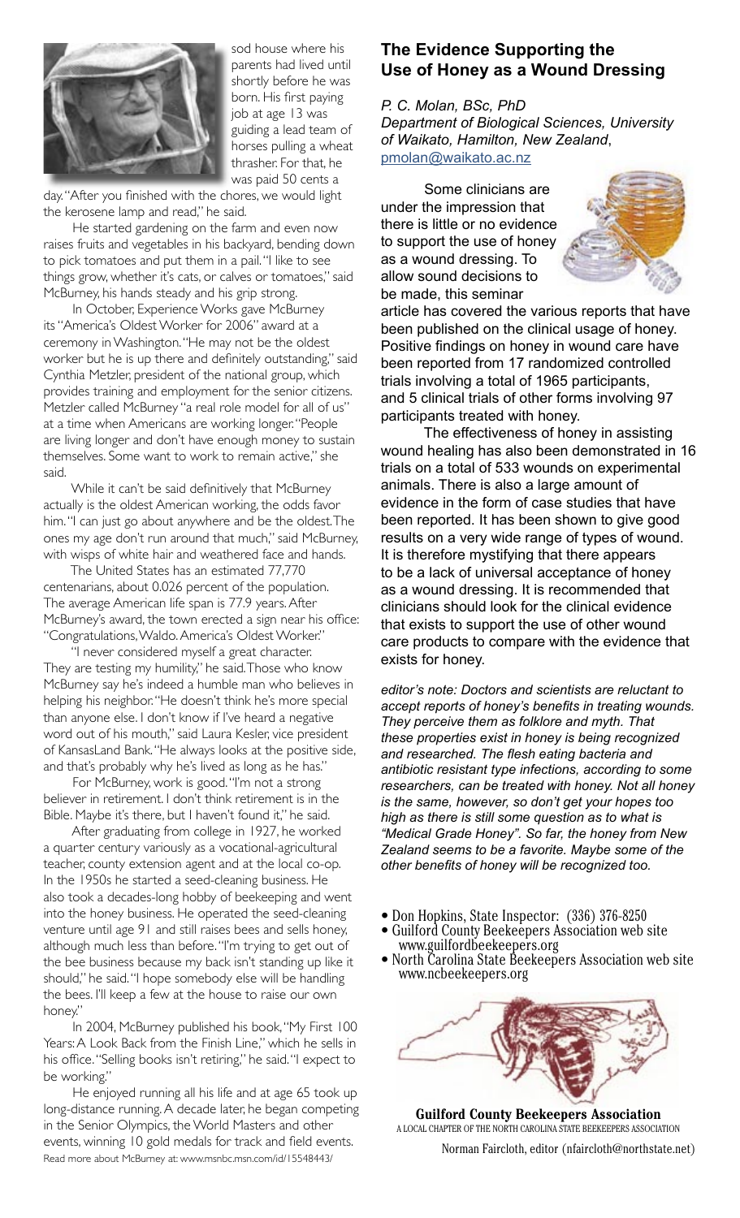sod house where his parents had lived until shortly before he was born. His first paying job at age 13 was guiding a lead team of horses pulling a wheat thrasher. For that, he was paid 50 cents a day. "After you finished with the chores, we would light the kerosene lamp and read," he said.

He started gardening on the farm and even now raises fruits and vegetables in his backyard, bending down to pick tomatoes and put them in a pail. "I like to see things grow, whether it's cats, or calves or tomatoes," said McBurney, his hands steady and his grip strong.

In October, Experience Works gave McBurney its "America's Oldest Worker for 2006" award at a ceremony in Washington. "He may not be the oldest worker but he is up there and definitely outstanding," said Cynthia Metzler, president of the national group, which provides training and employment for the senior citizens. Metzler called McBurney "a real role model for all of us" at a time when Americans are working longer. "People are living longer and don't have enough money to sustain themselves. Some want to work to remain active," she said.

While it can't be said definitively that McBurney actually is the oldest American working, the odds favor him. "I can just go about anywhere and be the oldest. The ones my age don't run around that much," said McBurney, with wisps of white hair and weathered face and hands.

The United States has an estimated 77,770 centenarians, about 0.026 percent of the population. The average American life span is 77.9 years. After McBurney's award, the town erected a sign near his office: "Congratulations, Waldo. America's Oldest Worker."

"I never considered myself a great character. They are testing my humility," he said. Those who know McBurney say he's indeed a humble man who believes in helping his neighbor. "He doesn't think he's more special than anyone else. I don't know if I've heard a negative word out of his mouth," said Laura Kesler, vice president of KansasLand Bank. "He always looks at the positive side, and that's probably why he's lived as long as he has."

For McBurney, work is good. "I'm not a strong believer in retirement. I don't think retirement is in the Bible. Maybe it's there, but I haven't found it," he said.

After graduating from college in 1927, he worked a quarter century variously as a vocational-agricultural teacher, county extension agent and at the local co-op. In the 1950s he started a seed-cleaning business. He also took a decades-long hobby of beekeeping and went into the honey business. He operated the seed-cleaning venture until age 91 and still raises bees and sells honey, although much less than before. "I'm trying to get out of the bee business because my back isn't standing up like it should," he said. "I hope somebody else will be handling the bees. I'll keep a few at the house to raise our own honey."

In 2004, McBurney published his book, "My First 100 Years: A Look Back from the Finish Line," which he sells in his office. "Selling books isn't retiring," he said. "I expect to be working."

He enjoyed running all his life and at age 65 took up long-distance running. A decade later, he began competing in the Senior Olympics, the World Masters and other events, winning 10 gold medals for track and field events.

Read more about McBurney at: www.msnbc.msn.com/id/15548443/

## The Evidence Supporting the Use of Honey as a Wound Dressing

*P. C. Molan, BSc, PhD*
*Department of Biological Sciences, University of Waikato, Hamilton, New Zealand*, pmolan@waikato.ac.nz

Some clinicians are under the impression that there is little or no evidence to support the use of honey as a wound dressing. To allow sound decisions to be made, this seminar article has covered the various reports that have been published on the clinical usage of honey. Positive findings on honey in wound care have been reported from 17 randomized controlled trials involving a total of 1965 participants, and 5 clinical trials of other forms involving 97 participants treated with honey.

The effectiveness of honey in assisting wound healing has also been demonstrated in 16 trials on a total of 533 wounds on experimental animals. There is also a large amount of evidence in the form of case studies that have been reported. It has been shown to give good results on a very wide range of types of wound. It is therefore mystifying that there appears to be a lack of universal acceptance of honey as a wound dressing. It is recommended that clinicians should look for the clinical evidence that exists to support the use of other wound care products to compare with the evidence that exists for honey.

*editor's note: Doctors and scientists are reluctant to accept reports of honey's benefits in treating wounds. They perceive them as folklore and myth. That these properties exist in honey is being recognized and researched. The flesh eating bacteria and antibiotic resistant type infections, according to some researchers, can be treated with honey. Not all honey is the same, however, so don't get your hopes too high as there is still some question as to what is "Medical Grade Honey". So far, the honey from New Zealand seems to be a favorite. Maybe some of the other benefits of honey will be recognized too.*

- Don Hopkins, State Inspector: (336) 376-8250
- Guilford County Beekeepers Association web site www.guilfordbeekeepers.org
- North Carolina State Beekeepers Association web site www.ncbeekeepers.org

**Guilford County Beekeepers Association**
A LOCAL CHAPTER OF THE NORTH CAROLINA STATE BEEKEEPERS ASSOCIATION

Norman Faircloth, editor (nfaircloth@northstate.net)